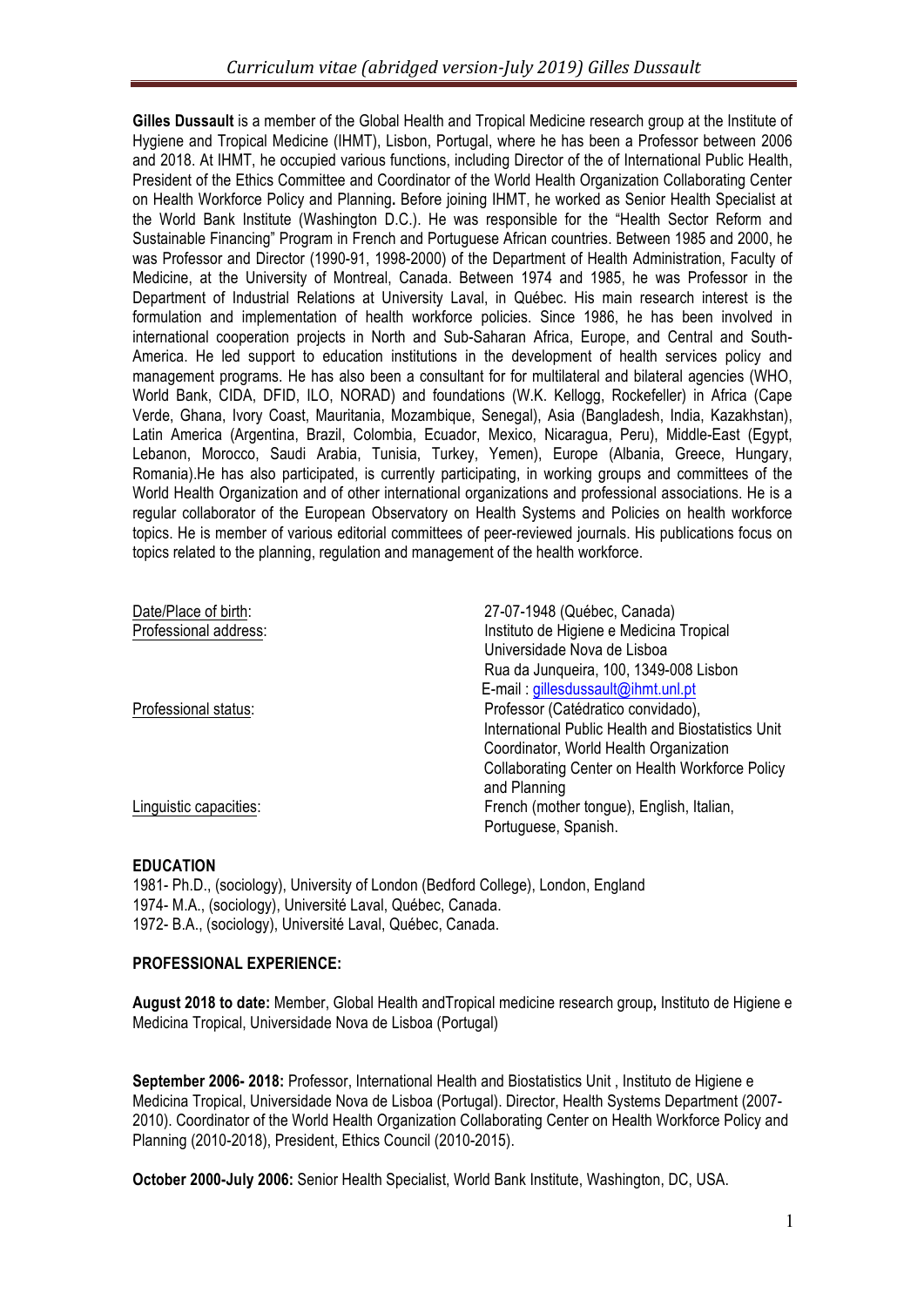# Curriculum vitae (abridged version-July 2019) Gilles Dussault

**Gilles Dussault** is a member of the Global Health and Tropical Medicine research group at the Institute of Hygiene and Tropical Medicine (IHMT), Lisbon, Portugal, where he has been a Professor between 2006 and 2018. At IHMT, he occupied various functions, including Director of the of International Public Health, President of the Ethics Committee and Coordinator of the World Health Organization Collaborating Center on Health Workforce Policy and Planning**.** Before joining IHMT, he worked as Senior Health Specialist at the World Bank Institute (Washington D.C.). He was responsible for the "Health Sector Reform and Sustainable Financing" Program in French and Portuguese African countries. Between 1985 and 2000, he was Professor and Director (1990-91, 1998-2000) of the Department of Health Administration, Faculty of Medicine, at the University of Montreal, Canada. Between 1974 and 1985, he was Professor in the Department of Industrial Relations at University Laval, in Québec. His main research interest is the formulation and implementation of health workforce policies. Since 1986, he has been involved in international cooperation projects in North and Sub-Saharan Africa, Europe, and Central and South-America. He led support to education institutions in the development of health services policy and management programs. He has also been a consultant for for multilateral and bilateral agencies (WHO, World Bank, CIDA, DFID, ILO, NORAD) and foundations (W.K. Kellogg, Rockefeller) in Africa (Cape Verde, Ghana, Ivory Coast, Mauritania, Mozambique, Senegal), Asia (Bangladesh, India, Kazakhstan), Latin America (Argentina, Brazil, Colombia, Ecuador, Mexico, Nicaragua, Peru), Middle-East (Egypt, Lebanon, Morocco, Saudi Arabia, Tunisia, Turkey, Yemen), Europe (Albania, Greece, Hungary, Romania).He has also participated, is currently participating, in working groups and committees of the World Health Organization and of other international organizations and professional associations. He is a regular collaborator of the European Observatory on Health Systems and Policies on health workforce topics. He is member of various editorial committees of peer-reviewed journals. His publications focus on topics related to the planning, regulation and management of the health workforce.

| | |
|---|---|
| Date/Place of birth: | 27-07-1948 (Québec, Canada) |
| Professional address: | Instituto de Higiene e Medicina Tropical<br>Universidade Nova de Lisboa<br>Rua da Junqueira, 100, 1349-008 Lisbon<br>E-mail : gillesdussault@ihmt.unl.pt |
| Professional status: | Professor (Catédratico convidado),<br>International Public Health and Biostatistics Unit<br>Coordinator, World Health Organization Collaborating Center on Health Workforce Policy and Planning |
| Linguistic capacities: | French (mother tongue), English, Italian, Portuguese, Spanish. |

## EDUCATION

1981- Ph.D., (sociology), University of London (Bedford College), London, England
1974- M.A., (sociology), Université Laval, Québec, Canada.
1972- B.A., (sociology), Université Laval, Québec, Canada.

## PROFESSIONAL EXPERIENCE:

**August 2018 to date:** Member, Global Health andTropical medicine research group**,** Instituto de Higiene e Medicina Tropical, Universidade Nova de Lisboa (Portugal)

**September 2006- 2018:** Professor, International Health and Biostatistics Unit , Instituto de Higiene e Medicina Tropical, Universidade Nova de Lisboa (Portugal). Director, Health Systems Department (2007-2010). Coordinator of the World Health Organization Collaborating Center on Health Workforce Policy and Planning (2010-2018), President, Ethics Council (2010-2015).

**October 2000-July 2006:** Senior Health Specialist, World Bank Institute, Washington, DC, USA.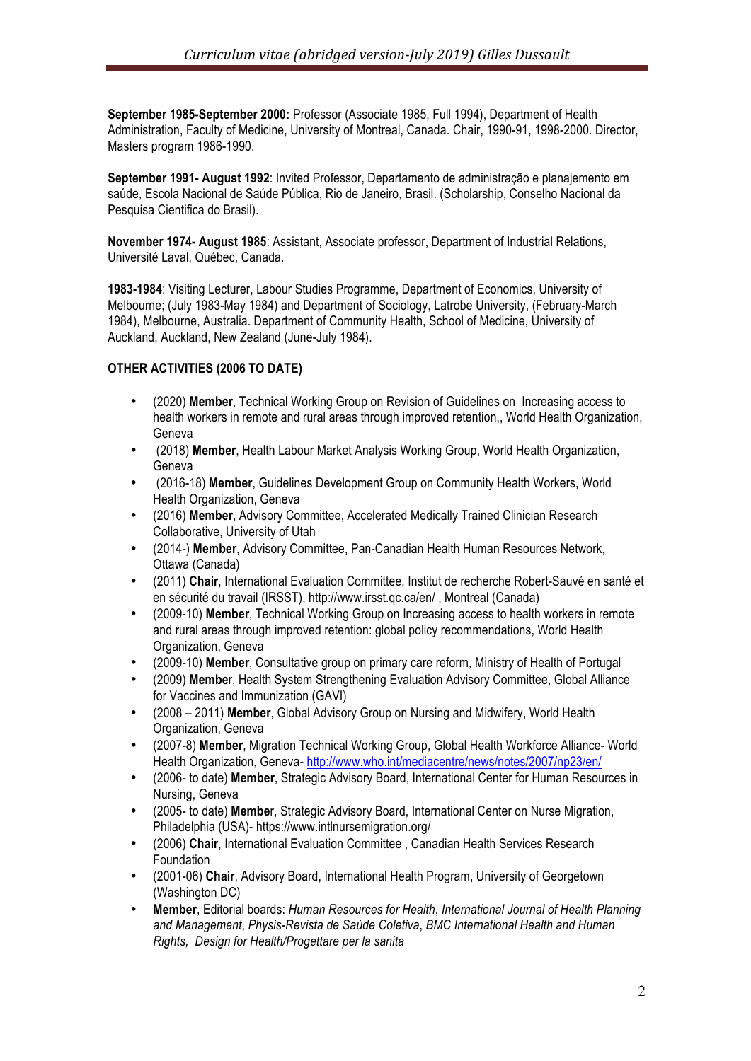**September 1985-September 2000:** Professor (Associate 1985, Full 1994), Department of Health Administration, Faculty of Medicine, University of Montreal, Canada. Chair, 1990-91, 1998-2000. Director, Masters program 1986-1990.

**September 1991- August 1992**: Invited Professor, Departamento de administração e planajemento em saúde, Escola Nacional de Saúde Pública, Rio de Janeiro, Brasil. (Scholarship, Conselho Nacional da Pesquisa Cientifica do Brasil).

**November 1974- August 1985**: Assistant, Associate professor, Department of Industrial Relations, Université Laval, Québec, Canada.

**1983-1984**: Visiting Lecturer, Labour Studies Programme, Department of Economics, University of Melbourne; (July 1983-May 1984) and Department of Sociology, Latrobe University, (February-March 1984), Melbourne, Australia. Department of Community Health, School of Medicine, University of Auckland, Auckland, New Zealand (June-July 1984).

**OTHER ACTIVITIES (2006 TO DATE)**

- (2020) **Member**, Technical Working Group on Revision of Guidelines on Increasing access to health workers in remote and rural areas through improved retention,, World Health Organization, Geneva
- (2018) **Member**, Health Labour Market Analysis Working Group, World Health Organization, Geneva
- (2016-18) **Member**, Guidelines Development Group on Community Health Workers, World Health Organization, Geneva
- (2016) **Member**, Advisory Committee, Accelerated Medically Trained Clinician Research Collaborative, University of Utah
- (2014-) **Member**, Advisory Committee, Pan-Canadian Health Human Resources Network, Ottawa (Canada)
- (2011) **Chair**, International Evaluation Committee, Institut de recherche Robert-Sauvé en santé et en sécurité du travail (IRSST), http://www.irsst.qc.ca/en/ , Montreal (Canada)
- (2009-10) **Member**, Technical Working Group on Increasing access to health workers in remote and rural areas through improved retention: global policy recommendations, World Health Organization, Geneva
- (2009-10) **Member**, Consultative group on primary care reform, Ministry of Health of Portugal
- (2009) **Member**, Health System Strengthening Evaluation Advisory Committee, Global Alliance for Vaccines and Immunization (GAVI)
- (2008 – 2011) **Member**, Global Advisory Group on Nursing and Midwifery, World Health Organization, Geneva
- (2007-8) **Member**, Migration Technical Working Group, Global Health Workforce Alliance- World Health Organization, Geneva- http://www.who.int/mediacentre/news/notes/2007/np23/en/
- (2006- to date) **Member**, Strategic Advisory Board, International Center for Human Resources in Nursing, Geneva
- (2005- to date) **Member**, Strategic Advisory Board, International Center on Nurse Migration, Philadelphia (USA)- https://www.intlnursemigration.org/
- (2006) **Chair**, International Evaluation Committee , Canadian Health Services Research Foundation
- (2001-06) **Chair**, Advisory Board, International Health Program, University of Georgetown (Washington DC)
- **Member**, Editorial boards: *Human Resources for Health*, *International Journal of Health Planning and Management*, *Physis-Revista de Saúde Coletiva*, *BMC International Health and Human Rights, Design for Health/Progettare per la sanita*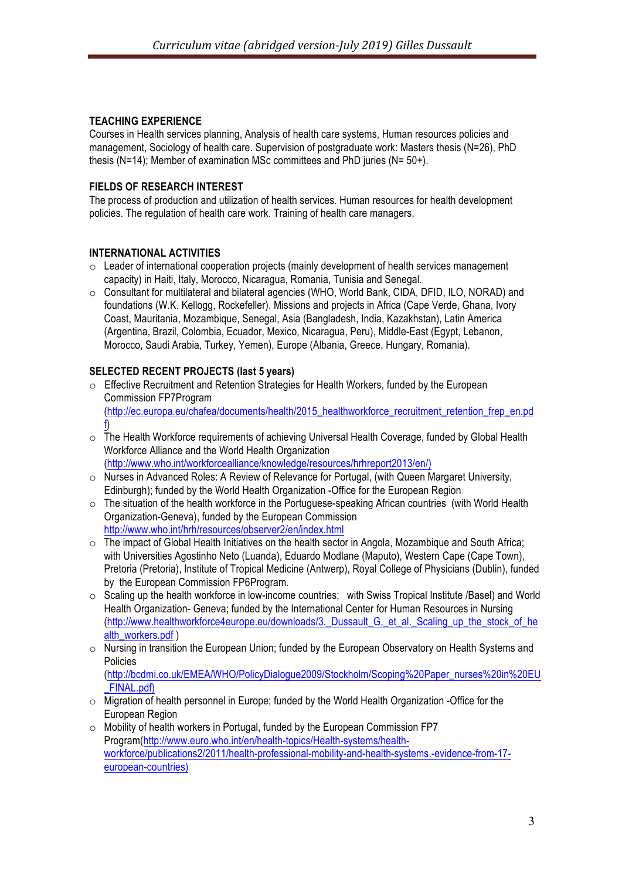## TEACHING EXPERIENCE

Courses in Health services planning, Analysis of health care systems, Human resources policies and management, Sociology of health care. Supervision of postgraduate work: Masters thesis (N=26), PhD thesis (N=14); Member of examination MSc committees and PhD juries (N= 50+).

## FIELDS OF RESEARCH INTEREST

The process of production and utilization of health services. Human resources for health development policies. The regulation of health care work. Training of health care managers.

## INTERNATIONAL ACTIVITIES

- Leader of international cooperation projects (mainly development of health services management capacity) in Haiti, Italy, Morocco, Nicaragua, Romania, Tunisia and Senegal.
- Consultant for multilateral and bilateral agencies (WHO, World Bank, CIDA, DFID, ILO, NORAD) and foundations (W.K. Kellogg, Rockefeller). Missions and projects in Africa (Cape Verde, Ghana, Ivory Coast, Mauritania, Mozambique, Senegal, Asia (Bangladesh, India, Kazakhstan), Latin America (Argentina, Brazil, Colombia, Ecuador, Mexico, Nicaragua, Peru), Middle-East (Egypt, Lebanon, Morocco, Saudi Arabia, Turkey, Yemen), Europe (Albania, Greece, Hungary, Romania).

## SELECTED RECENT PROJECTS (last 5 years)

- Effective Recruitment and Retention Strategies for Health Workers, funded by the European Commission FP7Program (http://ec.europa.eu/chafea/documents/health/2015_healthworkforce_recruitment_retention_frep_en.pdf)
- The Health Workforce requirements of achieving Universal Health Coverage, funded by Global Health Workforce Alliance and the World Health Organization (http://www.who.int/workforcealliance/knowledge/resources/hrhreport2013/en/)
- Nurses in Advanced Roles: A Review of Relevance for Portugal, (with Queen Margaret University, Edinburgh); funded by the World Health Organization -Office for the European Region
- The situation of the health workforce in the Portuguese-speaking African countries (with World Health Organization-Geneva), funded by the European Commission http://www.who.int/hrh/resources/observer2/en/index.html
- The impact of Global Health Initiatives on the health sector in Angola, Mozambique and South Africa; with Universities Agostinho Neto (Luanda), Eduardo Modlane (Maputo), Western Cape (Cape Town), Pretoria (Pretoria), Institute of Tropical Medicine (Antwerp), Royal College of Physicians (Dublin), funded by the European Commission FP6Program.
- Scaling up the health workforce in low-income countries; with Swiss Tropical Institute /Basel) and World Health Organization- Geneva; funded by the International Center for Human Resources in Nursing (http://www.healthworkforce4europe.eu/downloads/3._Dussault_G,_et_al._Scaling_up_the_stock_of_health_workers.pdf )
- Nursing in transition the European Union; funded by the European Observatory on Health Systems and Policies (http://bcdmi.co.uk/EMEA/WHO/PolicyDialogue2009/Stockholm/Scoping%20Paper_nurses%20in%20EU_FINAL.pdf)
- Migration of health personnel in Europe; funded by the World Health Organization -Office for the European Region
- Mobility of health workers in Portugal, funded by the European Commission FP7 Program(http://www.euro.who.int/en/health-topics/Health-systems/health-workforce/publications2/2011/health-professional-mobility-and-health-systems.-evidence-from-17-european-countries)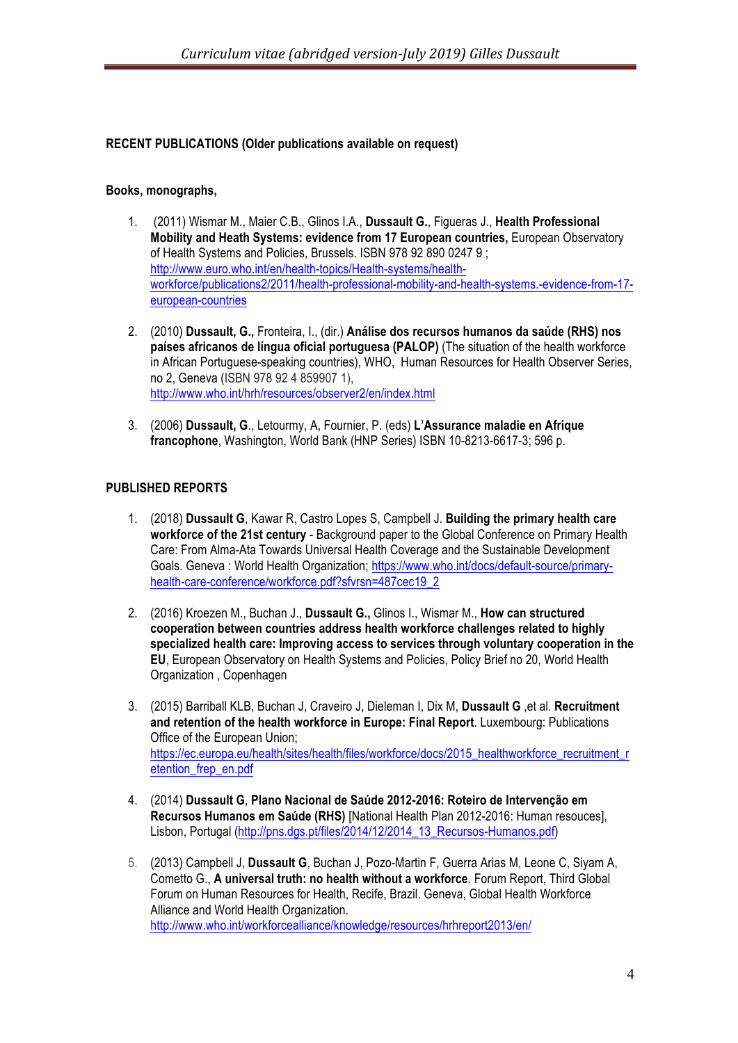**RECENT PUBLICATIONS (Older publications available on request)**

**Books, monographs,**

1. (2011) Wismar M., Maier C.B., Glinos I.A., **Dussault G.**, Figueras J., **Health Professional Mobility and Heath Systems: evidence from 17 European countries,** European Observatory of Health Systems and Policies, Brussels. ISBN 978 92 890 0247 9 ; http://www.euro.who.int/en/health-topics/Health-systems/health-workforce/publications2/2011/health-professional-mobility-and-health-systems.-evidence-from-17-european-countries

2. (2010) **Dussault, G.,** Fronteira, I., (dir.) **Análise dos recursos humanos da saúde (RHS) nos países africanos de língua oficial portuguesa (PALOP)** (The situation of the health workforce in African Portuguese-speaking countries), WHO, Human Resources for Health Observer Series, no 2, Geneva (ISBN 978 92 4 859907 1), http://www.who.int/hrh/resources/observer2/en/index.html

3. (2006) **Dussault, G**., Letourmy, A, Fournier, P. (eds) **L'Assurance maladie en Afrique francophone**, Washington, World Bank (HNP Series) ISBN 10-8213-6617-3; 596 p.

**PUBLISHED REPORTS**

1. (2018) **Dussault G**, Kawar R, Castro Lopes S, Campbell J. **Building the primary health care workforce of the 21st century** - Background paper to the Global Conference on Primary Health Care: From Alma-Ata Towards Universal Health Coverage and the Sustainable Development Goals. Geneva : World Health Organization; https://www.who.int/docs/default-source/primary-health-care-conference/workforce.pdf?sfvrsn=487cec19_2

2. (2016) Kroezen M., Buchan J., **Dussault G.,** Glinos I., Wismar M., **How can structured cooperation between countries address health workforce challenges related to highly specialized health care: Improving access to services through voluntary cooperation in the EU**, European Observatory on Health Systems and Policies, Policy Brief no 20, World Health Organization , Copenhagen

3. (2015) Barriball KLB, Buchan J, Craveiro J, Dieleman I, Dix M, **Dussault G** ,et al. **Recruitment and retention of the health workforce in Europe: Final Report**. Luxembourg: Publications Office of the European Union; https://ec.europa.eu/health/sites/health/files/workforce/docs/2015_healthworkforce_recruitment_retention_frep_en.pdf

4. (2014) **Dussault G**, **Plano Nacional de Saúde 2012-2016: Roteiro de Intervenção em Recursos Humanos em Saúde (RHS)** [National Health Plan 2012-2016: Human resouces], Lisbon, Portugal (http://pns.dgs.pt/files/2014/12/2014_13_Recursos-Humanos.pdf)

5. (2013) Campbell J, **Dussault G**, Buchan J, Pozo-Martin F, Guerra Arias M, Leone C, Siyam A, Cometto G., **A universal truth: no health without a workforce**. Forum Report, Third Global Forum on Human Resources for Health, Recife, Brazil. Geneva, Global Health Workforce Alliance and World Health Organization. http://www.who.int/workforcealliance/knowledge/resources/hrhreport2013/en/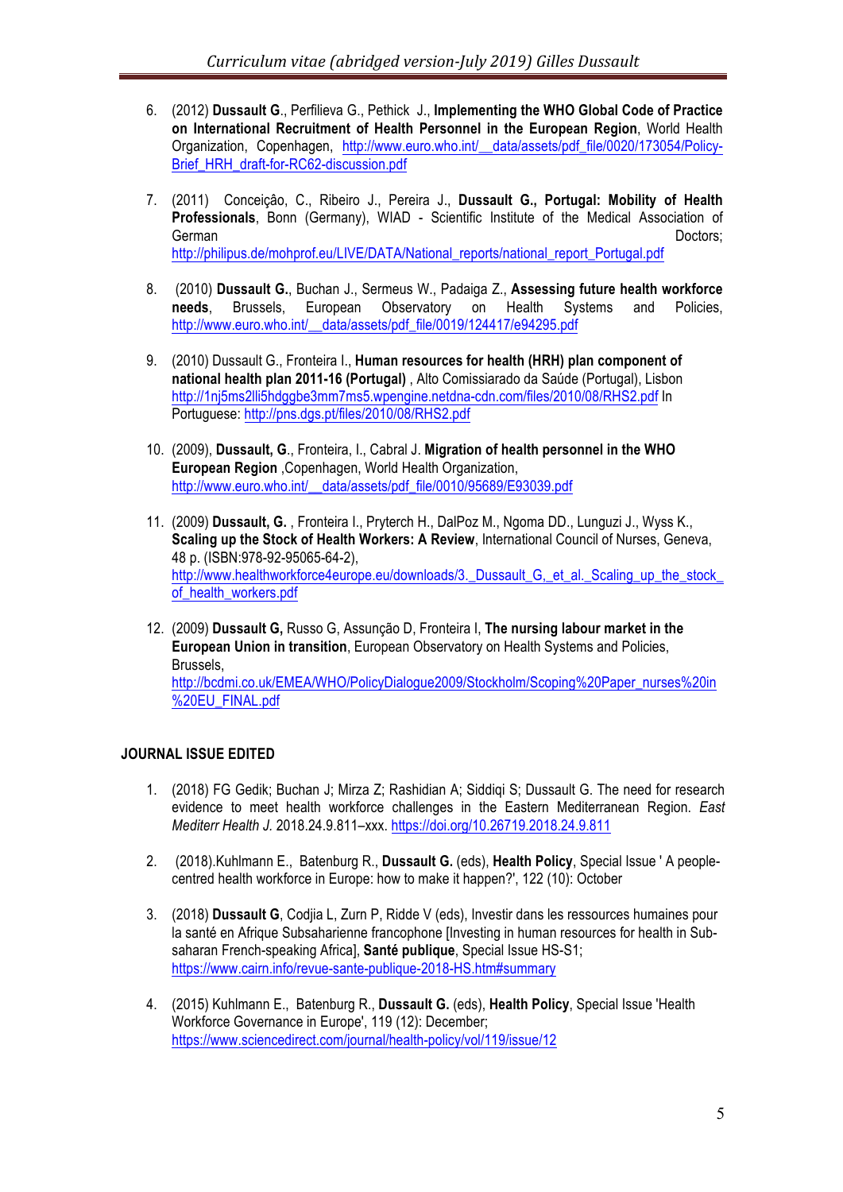6. (2012) **Dussault G**., Perfilieva G., Pethick J., **Implementing the WHO Global Code of Practice on International Recruitment of Health Personnel in the European Region**, World Health Organization, Copenhagen, http://www.euro.who.int/__data/assets/pdf_file/0020/173054/Policy-Brief_HRH_draft-for-RC62-discussion.pdf

7. (2011) Conceição, C., Ribeiro J., Pereira J., **Dussault G., Portugal: Mobility of Health Professionals**, Bonn (Germany), WIAD - Scientific Institute of the Medical Association of German Doctors; http://philipus.de/mohprof.eu/LIVE/DATA/National_reports/national_report_Portugal.pdf

8. (2010) **Dussault G.**, Buchan J., Sermeus W., Padaiga Z., **Assessing future health workforce needs**, Brussels, European Observatory on Health Systems and Policies, http://www.euro.who.int/__data/assets/pdf_file/0019/124417/e94295.pdf

9. (2010) Dussault G., Fronteira I., **Human resources for health (HRH) plan component of national health plan 2011-16 (Portugal)** , Alto Comissiarado da Saúde (Portugal), Lisbon http://1nj5ms2lli5hdggbe3mm7ms5.wpengine.netdna-cdn.com/files/2010/08/RHS2.pdf In Portuguese: http://pns.dgs.pt/files/2010/08/RHS2.pdf

10. (2009), **Dussault, G**., Fronteira, I., Cabral J. **Migration of health personnel in the WHO European Region** ,Copenhagen, World Health Organization, http://www.euro.who.int/__data/assets/pdf_file/0010/95689/E93039.pdf

11. (2009) **Dussault, G.** , Fronteira I., Pryterch H., DalPoz M., Ngoma DD., Lunguzi J., Wyss K., **Scaling up the Stock of Health Workers: A Review**, International Council of Nurses, Geneva, 48 p. (ISBN:978-92-95065-64-2), http://www.healthworkforce4europe.eu/downloads/3._Dussault_G,_et_al._Scaling_up_the_stock_of_health_workers.pdf

12. (2009) **Dussault G,** Russo G, Assunção D, Fronteira I, **The nursing labour market in the European Union in transition**, European Observatory on Health Systems and Policies, Brussels, http://bcdmi.co.uk/EMEA/WHO/PolicyDialogue2009/Stockholm/Scoping%20Paper_nurses%20in%20EU_FINAL.pdf

**JOURNAL ISSUE EDITED**

1. (2018) FG Gedik; Buchan J; Mirza Z; Rashidian A; Siddiqi S; Dussault G. The need for research evidence to meet health workforce challenges in the Eastern Mediterranean Region. *East Mediterr Health J.* 2018.24.9.811–xxx. https://doi.org/10.26719.2018.24.9.811

2. (2018).Kuhlmann E., Batenburg R., **Dussault G.** (eds), **Health Policy**, Special Issue ' A people-centred health workforce in Europe: how to make it happen?', 122 (10): October

3. (2018) **Dussault G**, Codjia L, Zurn P, Ridde V (eds), Investir dans les ressources humaines pour la santé en Afrique Subsaharienne francophone [Investing in human resources for health in Sub-saharan French-speaking Africa], **Santé publique**, Special Issue HS-S1; https://www.cairn.info/revue-sante-publique-2018-HS.htm#summary

4. (2015) Kuhlmann E., Batenburg R., **Dussault G.** (eds), **Health Policy**, Special Issue 'Health Workforce Governance in Europe', 119 (12): December; https://www.sciencedirect.com/journal/health-policy/vol/119/issue/12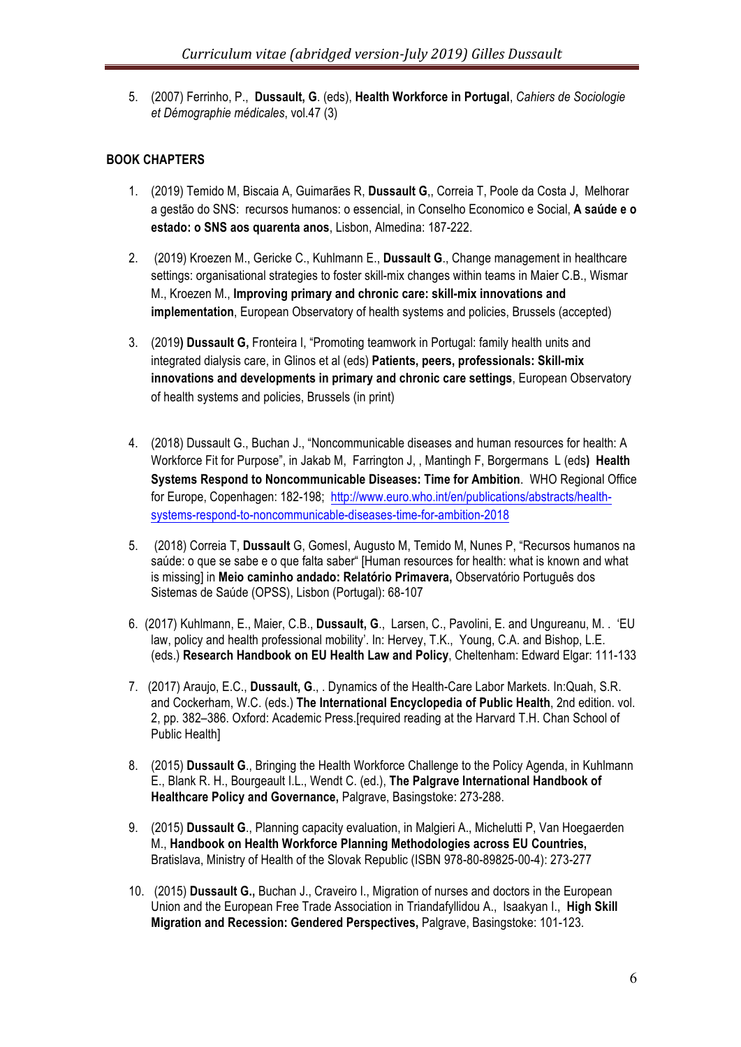5. (2007) Ferrinho, P., **Dussault, G**. (eds), **Health Workforce in Portugal**, *Cahiers de Sociologie et Démographie médicales*, vol.47 (3)

**BOOK CHAPTERS**

1. (2019) Temido M, Biscaia A, Guimarães R, **Dussault G**,, Correia T, Poole da Costa J, Melhorar a gestão do SNS: recursos humanos: o essencial, in Conselho Economico e Social, **A saúde e o estado: o SNS aos quarenta anos**, Lisbon, Almedina: 187-222.

2. (2019) Kroezen M., Gericke C., Kuhlmann E., **Dussault G**., Change management in healthcare settings: organisational strategies to foster skill-mix changes within teams in Maier C.B., Wismar M., Kroezen M., **Improving primary and chronic care: skill-mix innovations and implementation**, European Observatory of health systems and policies, Brussels (accepted)

3. (2019**) Dussault G,** Fronteira I, "Promoting teamwork in Portugal: family health units and integrated dialysis care, in Glinos et al (eds) **Patients, peers, professionals: Skill-mix innovations and developments in primary and chronic care settings**, European Observatory of health systems and policies, Brussels (in print)

4. (2018) Dussault G., Buchan J., "Noncommunicable diseases and human resources for health: A Workforce Fit for Purpose", in Jakab M, Farrington J, , Mantingh F, Borgermans L (eds**) Health Systems Respond to Noncommunicable Diseases: Time for Ambition**. WHO Regional Office for Europe, Copenhagen: 182-198; http://www.euro.who.int/en/publications/abstracts/health-systems-respond-to-noncommunicable-diseases-time-for-ambition-2018

5. (2018) Correia T, **Dussault** G, GomesI, Augusto M, Temido M, Nunes P, "Recursos humanos na saúde: o que se sabe e o que falta saber" [Human resources for health: what is known and what is missing] in **Meio caminho andado: Relatório Primavera,** Observatório Português dos Sistemas de Saúde (OPSS), Lisbon (Portugal): 68-107

6. (2017) Kuhlmann, E., Maier, C.B., **Dussault, G**., Larsen, C., Pavolini, E. and Ungureanu, M. . 'EU law, policy and health professional mobility'. In: Hervey, T.K., Young, C.A. and Bishop, L.E. (eds.) **Research Handbook on EU Health Law and Policy**, Cheltenham: Edward Elgar: 111-133

7. (2017) Araujo, E.C., **Dussault, G**., . Dynamics of the Health-Care Labor Markets. In:Quah, S.R. and Cockerham, W.C. (eds.) **The International Encyclopedia of Public Health**, 2nd edition. vol. 2, pp. 382–386. Oxford: Academic Press.[required reading at the Harvard T.H. Chan School of Public Health]

8. (2015) **Dussault G**., Bringing the Health Workforce Challenge to the Policy Agenda, in Kuhlmann E., Blank R. H., Bourgeault I.L., Wendt C. (ed.), **The Palgrave International Handbook of Healthcare Policy and Governance,** Palgrave, Basingstoke: 273-288.

9. (2015) **Dussault G**., Planning capacity evaluation, in Malgieri A., Michelutti P, Van Hoegaerden M., **Handbook on Health Workforce Planning Methodologies across EU Countries,** Bratislava, Ministry of Health of the Slovak Republic (ISBN 978-80-89825-00-4): 273-277

10. (2015) **Dussault G.,** Buchan J., Craveiro I., Migration of nurses and doctors in the European Union and the European Free Trade Association in Triandafyllidou A., Isaakyan I., **High Skill Migration and Recession: Gendered Perspectives,** Palgrave, Basingstoke: 101-123.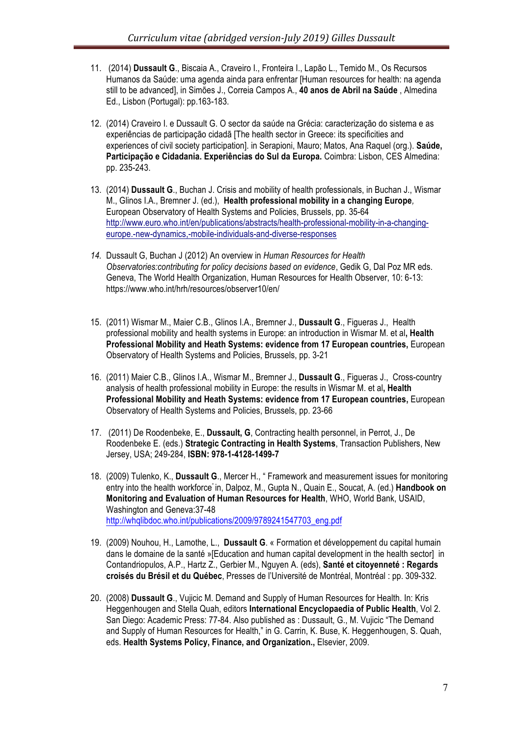11. (2014) **Dussault G**., Biscaia A., Craveiro I., Fronteira I., Lapão L., Temido M., Os Recursos Humanos da Saúde: uma agenda ainda para enfrentar [Human resources for health: na agenda still to be advanced], in Simões J., Correia Campos A., **40 anos de Abril na Saúde** , Almedina Ed., Lisbon (Portugal): pp.163-183.

12. (2014) Craveiro I. e Dussault G. O sector da saúde na Grécia: caracterização do sistema e as experiências de participação cidadã [The health sector in Greece: its specificities and experiences of civil society participation]. in Serapioni, Mauro; Matos, Ana Raquel (org.). **Saúde, Participação e Cidadania. Experiências do Sul da Europa.** Coimbra: Lisbon, CES Almedina: pp. 235-243.

13. (2014) **Dussault G**., Buchan J. Crisis and mobility of health professionals, in Buchan J., Wismar M., Glinos I.A., Bremner J. (ed.), **Health professional mobility in a changing Europe**, European Observatory of Health Systems and Policies, Brussels, pp. 35-64 http://www.euro.who.int/en/publications/abstracts/health-professional-mobility-in-a-changing-europe.-new-dynamics,-mobile-individuals-and-diverse-responses

14. Dussault G, Buchan J (2012) An overview in *Human Resources for Health Observatories:contributing for policy decisions based on evidence*, Gedik G, Dal Poz MR eds. Geneva, The World Health Organization, Human Resources for Health Observer, 10: 6-13: https://www.who.int/hrh/resources/observer10/en/

15. (2011) Wismar M., Maier C.B., Glinos I.A., Bremner J., **Dussault G**., Figueras J., Health professional mobility and health systems in Europe: an introduction in Wismar M. et al**, Health Professional Mobility and Heath Systems: evidence from 17 European countries,** European Observatory of Health Systems and Policies, Brussels, pp. 3-21

16. (2011) Maier C.B., Glinos I.A., Wismar M., Bremner J., **Dussault G**., Figueras J., Cross-country analysis of health professional mobility in Europe: the results in Wismar M. et al**, Health Professional Mobility and Heath Systems: evidence from 17 European countries,** European Observatory of Health Systems and Policies, Brussels, pp. 23-66

17. (2011) De Roodenbeke, E., **Dussault, G**, Contracting health personnel, in Perrot, J., De Roodenbeke E. (eds.) **Strategic Contracting in Health Systems**, Transaction Publishers, New Jersey, USA; 249-284, **ISBN: 978-1-4128-1499-7**

18. (2009) Tulenko, K., **Dussault G**., Mercer H., " Framework and measurement issues for monitoring entry into the health workforce" in, Dalpoz, M., Gupta N., Quain E., Soucat, A. (ed.) **Handbook on Monitoring and Evaluation of Human Resources for Health**, WHO, World Bank, USAID, Washington and Geneva:37-48 http://whqlibdoc.who.int/publications/2009/9789241547703_eng.pdf

19. (2009) Nouhou, H., Lamothe, L., **Dussault G**. « Formation et développement du capital humain dans le domaine de la santé »[Education and human capital development in the health sector] in Contandriopulos, A.P., Hartz Z., Gerbier M., Nguyen A. (eds), **Santé et citoyenneté : Regards croisés du Brésil et du Québec**, Presses de l'Université de Montréal, Montréal : pp. 309-332.

20. (2008) **Dussault G**., Vujicic M. Demand and Supply of Human Resources for Health. In: Kris Heggenhougen and Stella Quah, editors **International Encyclopaedia of Public Health**, Vol 2. San Diego: Academic Press: 77-84. Also published as : Dussault, G., M. Vujicic "The Demand and Supply of Human Resources for Health," in G. Carrin, K. Buse, K. Heggenhougen, S. Quah, eds. **Health Systems Policy, Finance, and Organization.,** Elsevier, 2009.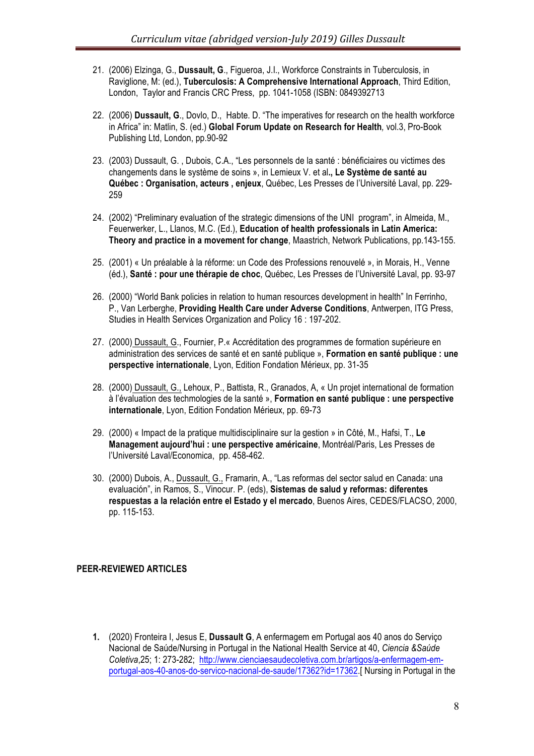21. (2006) Elzinga, G., **Dussault, G**., Figueroa, J.I., Workforce Constraints in Tuberculosis, in Raviglione, M: (ed.), **Tuberculosis: A Comprehensive International Approach**, Third Edition, London, Taylor and Francis CRC Press, pp. 1041-1058 (ISBN: 0849392713

22. (2006) **Dussault, G**., Dovlo, D., Habte. D. "The imperatives for research on the health workforce in Africa" in: Matlin, S. (ed.) **Global Forum Update on Research for Health**, vol.3, Pro-Book Publishing Ltd, London, pp.90-92

23. (2003) Dussault, G. , Dubois, C.A., "Les personnels de la santé : bénéficiaires ou victimes des changements dans le système de soins », in Lemieux V. et al**., Le Système de santé au Québec : Organisation, acteurs , enjeux**, Québec, Les Presses de l'Université Laval, pp. 229-259

24. (2002) "Preliminary evaluation of the strategic dimensions of the UNI program", in Almeida, M., Feuerwerker, L., Llanos, M.C. (Ed.), **Education of health professionals in Latin America: Theory and practice in a movement for change**, Maastrich, Network Publications, pp.143-155.

25. (2001) « Un préalable à la réforme: un Code des Professions renouvelé », in Morais, H., Venne (éd.), **Santé : pour une thérapie de choc**, Québec, Les Presses de l'Université Laval, pp. 93-97

26. (2000) "World Bank policies in relation to human resources development in health" In Ferrinho, P., Van Lerberghe, **Providing Health Care under Adverse Conditions**, Antwerpen, ITG Press, Studies in Health Services Organization and Policy 16 : 197-202.

27. (2000) Dussault, G., Fournier, P.« Accréditation des programmes de formation supérieure en administration des services de santé et en santé publique », **Formation en santé publique : une perspective internationale**, Lyon, Edition Fondation Mérieux, pp. 31-35

28. (2000) Dussault, G., Lehoux, P., Battista, R., Granados, A, « Un projet international de formation à l'évaluation des technologies de la santé », **Formation en santé publique : une perspective internationale**, Lyon, Edition Fondation Mérieux, pp. 69-73

29. (2000) « Impact de la pratique multidisciplinaire sur la gestion » in Côté, M., Hafsi, T., **Le Management aujourd'hui : une perspective américaine**, Montréal/Paris, Les Presses de l'Université Laval/Economica, pp. 458-462.

30. (2000) Dubois, A., Dussault, G., Framarin, A., "Las reformas del sector salud en Canada: una evaluación", in Ramos, S., Vinocur. P. (eds), **Sistemas de salud y reformas: diferentes respuestas a la relación entre el Estado y el mercado**, Buenos Aires, CEDES/FLACSO, 2000, pp. 115-153.

## PEER-REVIEWED ARTICLES

1. (2020) Fronteira I, Jesus E, **Dussault G**, A enfermagem em Portugal aos 40 anos do Serviço Nacional de Saúde/Nursing in Portugal in the National Health Service at 40, *Ciencia &Saúde Coletiva*,25; 1: 273-282; http://www.cienciaesaudecoletiva.com.br/artigos/a-enfermagem-em-portugal-aos-40-anos-do-servico-nacional-de-saude/17362?id=17362.[ Nursing in Portugal in the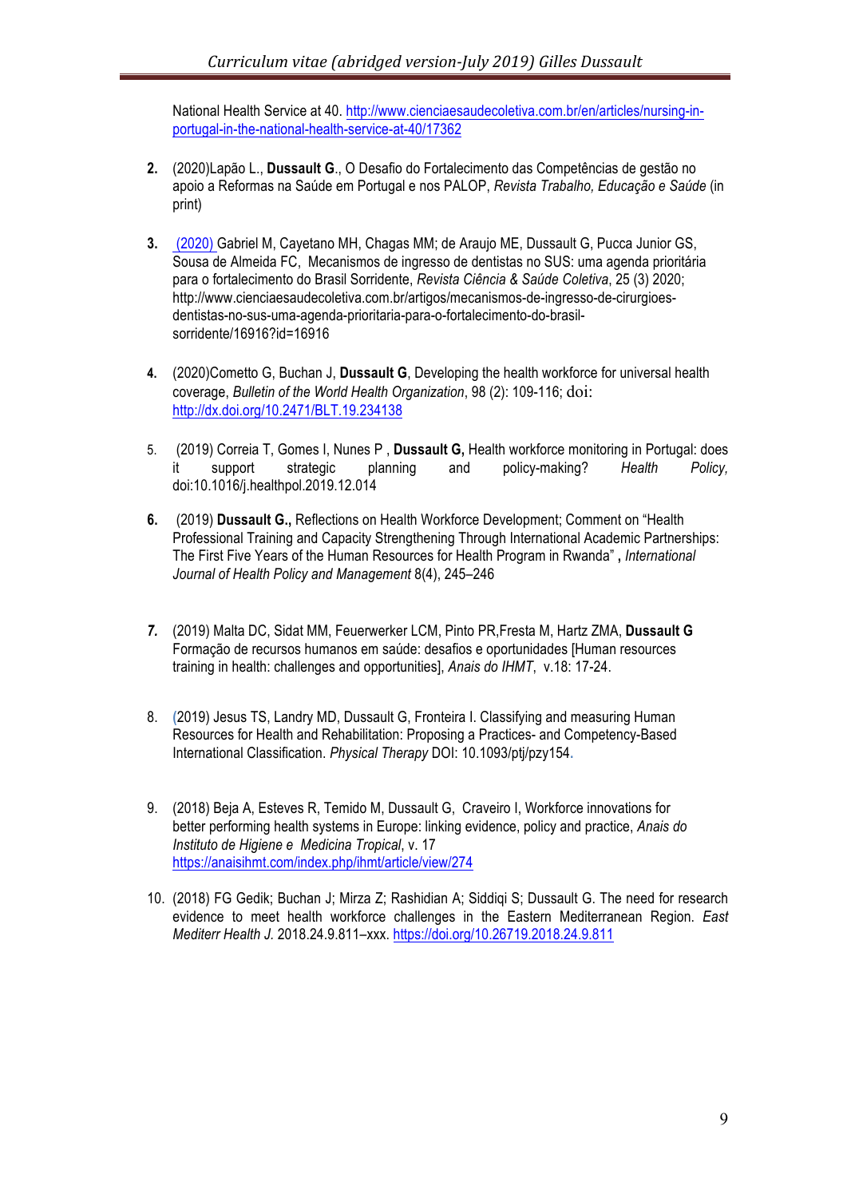National Health Service at 40. http://www.cienciaesaudecoletiva.com.br/en/articles/nursing-in-portugal-in-the-national-health-service-at-40/17362

2. (2020)Lapão L., **Dussault G**., O Desafio do Fortalecimento das Competências de gestão no apoio a Reformas na Saúde em Portugal e nos PALOP, *Revista Trabalho, Educação e Saúde* (in print)

3. (2020) Gabriel M, Cayetano MH, Chagas MM; de Araujo ME, Dussault G, Pucca Junior GS, Sousa de Almeida FC, Mecanismos de ingresso de dentistas no SUS: uma agenda prioritária para o fortalecimento do Brasil Sorridente, *Revista Ciência & Saúde Coletiva*, 25 (3) 2020; http://www.cienciaesaudecoletiva.com.br/artigos/mecanismos-de-ingresso-de-cirurgioes-dentistas-no-sus-uma-agenda-prioritaria-para-o-fortalecimento-do-brasil-sorridente/16916?id=16916

4. (2020)Cometto G, Buchan J, **Dussault G**, Developing the health workforce for universal health coverage, *Bulletin of the World Health Organization*, 98 (2): 109-116; doi: http://dx.doi.org/10.2471/BLT.19.234138

5. (2019) Correia T, Gomes I, Nunes P , **Dussault G,** Health workforce monitoring in Portugal: does it support strategic planning and policy-making? *Health Policy,* doi:10.1016/j.healthpol.2019.12.014

6. (2019) **Dussault G.,** Reflections on Health Workforce Development; Comment on "Health Professional Training and Capacity Strengthening Through International Academic Partnerships: The First Five Years of the Human Resources for Health Program in Rwanda" **,** *International Journal of Health Policy and Management* 8(4), 245–246

7. (2019) Malta DC, Sidat MM, Feuerwerker LCM, Pinto PR,Fresta M, Hartz ZMA, **Dussault G** Formação de recursos humanos em saúde: desafios e oportunidades [Human resources training in health: challenges and opportunities], *Anais do IHMT*, v.18: 17-24.

8. (2019) Jesus TS, Landry MD, Dussault G, Fronteira I. Classifying and measuring Human Resources for Health and Rehabilitation: Proposing a Practices- and Competency-Based International Classification. *Physical Therapy* DOI: 10.1093/ptj/pzy154.

9. (2018) Beja A, Esteves R, Temido M, Dussault G, Craveiro I, Workforce innovations for better performing health systems in Europe: linking evidence, policy and practice, *Anais do Instituto de Higiene e Medicina Tropical*, v. 17 https://anaisihmt.com/index.php/ihmt/article/view/274

10. (2018) FG Gedik; Buchan J; Mirza Z; Rashidian A; Siddiqi S; Dussault G. The need for research evidence to meet health workforce challenges in the Eastern Mediterranean Region. *East Mediterr Health J.* 2018.24.9.811–xxx. https://doi.org/10.26719.2018.24.9.811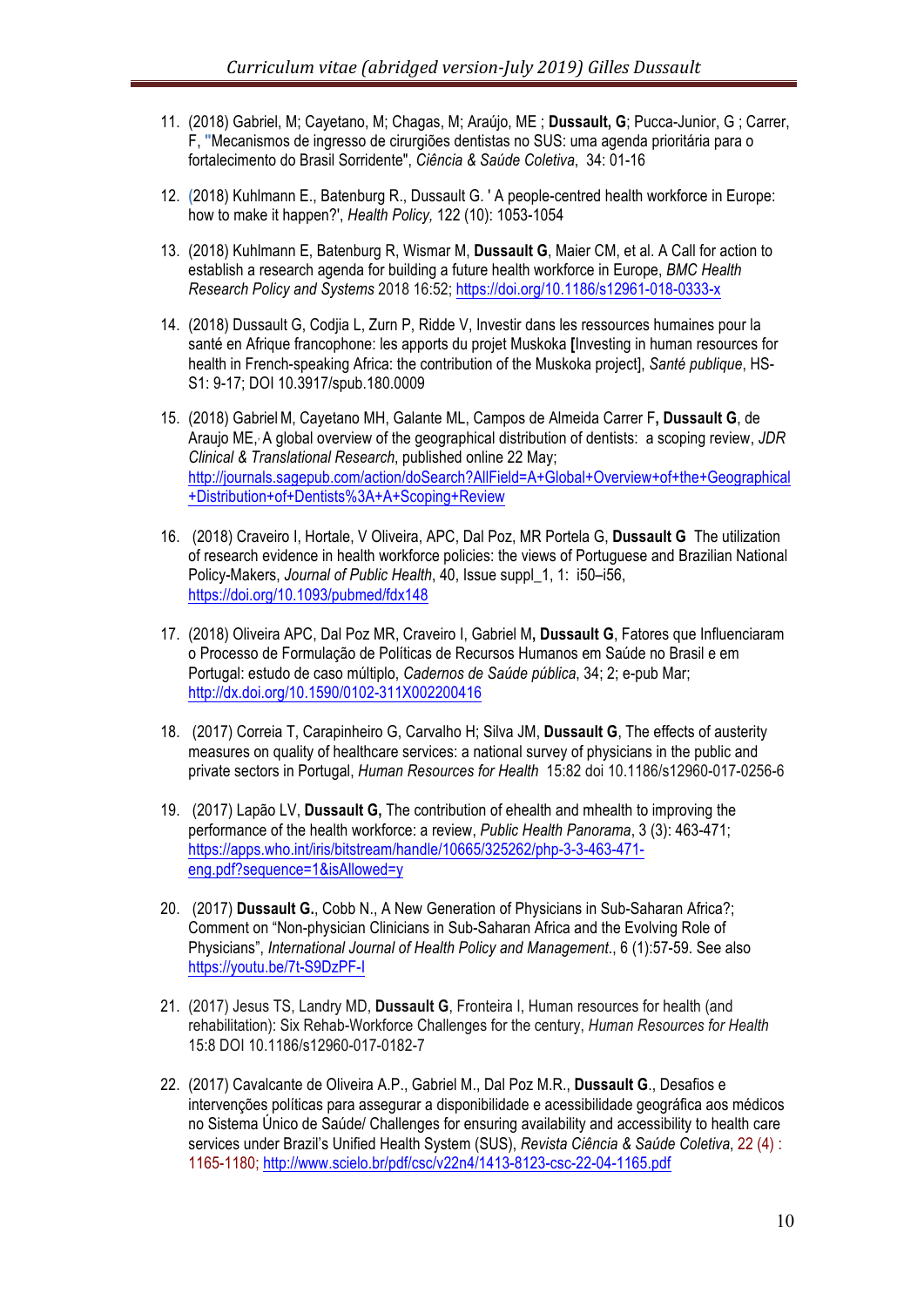11. (2018) Gabriel, M; Cayetano, M; Chagas, M; Araújo, ME ; **Dussault, G**; Pucca-Junior, G ; Carrer, F, "Mecanismos de ingresso de cirurgiões dentistas no SUS: uma agenda prioritária para o fortalecimento do Brasil Sorridente", *Ciência & Saúde Coletiva*, 34: 01-16

12. (2018) Kuhlmann E., Batenburg R., Dussault G. ' A people-centred health workforce in Europe: how to make it happen?', *Health Policy,* 122 (10): 1053-1054

13. (2018) Kuhlmann E, Batenburg R, Wismar M, **Dussault G**, Maier CM, et al. A Call for action to establish a research agenda for building a future health workforce in Europe, *BMC Health Research Policy and Systems* 2018 16:52; https://doi.org/10.1186/s12961-018-0333-x

14. (2018) Dussault G, Codjia L, Zurn P, Ridde V, Investir dans les ressources humaines pour la santé en Afrique francophone: les apports du projet Muskoka **[**Investing in human resources for health in French-speaking Africa: the contribution of the Muskoka project], *Santé publique*, HS-S1: 9-17; DOI 10.3917/spub.180.0009

15. (2018) Gabriel M, Cayetano MH, Galante ML, Campos de Almeida Carrer F**, Dussault G**, de Araujo ME, A global overview of the geographical distribution of dentists: a scoping review, *JDR Clinical & Translational Research*, published online 22 May; http://journals.sagepub.com/action/doSearch?AllField=A+Global+Overview+of+the+Geographical+Distribution+of+Dentists%3A+A+Scoping+Review

16. (2018) Craveiro I, Hortale, V Oliveira, APC, Dal Poz, MR Portela G, **Dussault G** The utilization of research evidence in health workforce policies: the views of Portuguese and Brazilian National Policy-Makers, *Journal of Public Health*, 40, Issue suppl_1, 1: i50–i56, https://doi.org/10.1093/pubmed/fdx148

17. (2018) Oliveira APC, Dal Poz MR, Craveiro I, Gabriel M**, Dussault G**, Fatores que Influenciaram o Processo de Formulação de Políticas de Recursos Humanos em Saúde no Brasil e em Portugal: estudo de caso múltiplo, *Cadernos de Saúde pública*, 34; 2; e-pub Mar; http://dx.doi.org/10.1590/0102-311X002200416

18. (2017) Correia T, Carapinheiro G, Carvalho H; Silva JM, **Dussault G**, The effects of austerity measures on quality of healthcare services: a national survey of physicians in the public and private sectors in Portugal, *Human Resources for Health* 15:82 doi 10.1186/s12960-017-0256-6

19. (2017) Lapão LV, **Dussault G,** The contribution of ehealth and mhealth to improving the performance of the health workforce: a review, *Public Health Panorama*, 3 (3): 463-471; https://apps.who.int/iris/bitstream/handle/10665/325262/php-3-3-463-471-eng.pdf?sequence=1&isAllowed=y

20. (2017) **Dussault G.**, Cobb N., A New Generation of Physicians in Sub-Saharan Africa?; Comment on "Non-physician Clinicians in Sub-Saharan Africa and the Evolving Role of Physicians", *International Journal of Health Policy and Management*., 6 (1):57-59. See also https://youtu.be/7t-S9DzPF-I

21. (2017) Jesus TS, Landry MD, **Dussault G**, Fronteira I, Human resources for health (and rehabilitation): Six Rehab-Workforce Challenges for the century, *Human Resources for Health* 15:8 DOI 10.1186/s12960-017-0182-7

22. (2017) Cavalcante de Oliveira A.P., Gabriel M., Dal Poz M.R., **Dussault G**., Desafios e intervenções políticas para assegurar a disponibilidade e acessibilidade geográfica aos médicos no Sistema Único de Saúde/ Challenges for ensuring availability and accessibility to health care services under Brazil's Unified Health System (SUS), *Revista Ciência & Saúde Coletiva*, 22 (4) : 1165-1180; http://www.scielo.br/pdf/csc/v22n4/1413-8123-csc-22-04-1165.pdf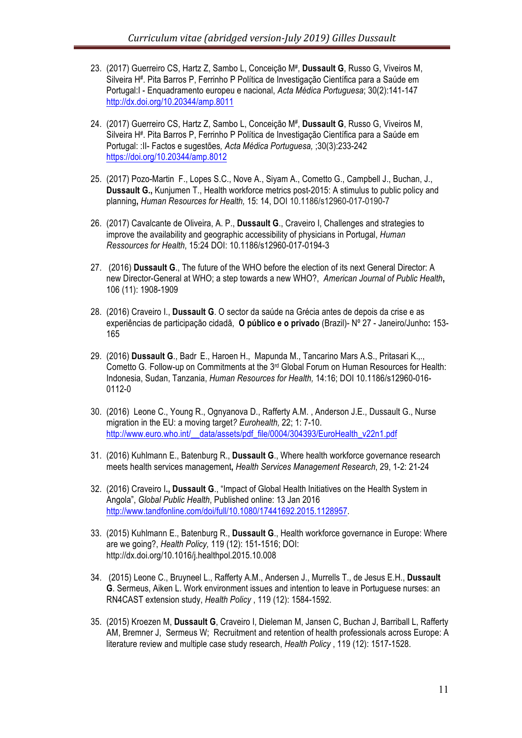23. (2017) Guerreiro CS, Hartz Z, Sambo L, Conceição M[#], **Dussault G**, Russo G, Viveiros M, Silveira H[#]. Pita Barros P, Ferrinho P Política de Investigação Científica para a Saúde em Portugal:I - Enquadramento europeu e nacional, *Acta Médica Portuguesa*; 30(2):141-147 http://dx.doi.org/10.20344/amp.8011

24. (2017) Guerreiro CS, Hartz Z, Sambo L, Conceição M[#], **Dussault G**, Russo G, Viveiros M, Silveira H[#]. Pita Barros P, Ferrinho P Política de Investigação Científica para a Saúde em Portugal: :II- Factos e sugestões*, Acta Médica Portuguesa,* ;30(3):233-242 https://doi.org/10.20344/amp.8012

25. (2017) Pozo-Martin F., Lopes S.C., Nove A., Siyam A., Cometto G., Campbell J., Buchan, J., **Dussault G.,** Kunjumen T., Health workforce metrics post-2015: A stimulus to public policy and planning**,** *Human Resources for Health,* 15: 14, DOI 10.1186/s12960-017-0190-7

26. (2017) Cavalcante de Oliveira, A. P., **Dussault G**., Craveiro I, Challenges and strategies to improve the availability and geographic accessibility of physicians in Portugal, *Human Ressources for Health*, 15:24 DOI: 10.1186/s12960-017-0194-3

27. (2016) **Dussault G**., The future of the WHO before the election of its next General Director: A new Director-General at WHO; a step towards a new WHO?, *American Journal of Public Health***,** 106 (11): 1908-1909

28. (2016) Craveiro I., **Dussault G**. O sector da saúde na Grécia antes de depois da crise e as experiências de participação cidadã, **O público e o privado** (Brazil)- Nº 27 - Janeiro/Junho**:** 153-165

29. (2016) **Dussault G**., Badr E., Haroen H., Mapunda M., Tancarino Mars A.S., Pritasari K.,., Cometto G. Follow-up on Commitments at the 3rd Global Forum on Human Resources for Health: Indonesia, Sudan, Tanzania, *Human Resources for Health,* 14:16; DOI 10.1186/s12960-016-0112-0

30. (2016) Leone C., Young R., Ognyanova D., Rafferty A.M. , Anderson J.E., Dussault G., Nurse migration in the EU: a moving target*? Eurohealth,* 22; 1: 7-10. http://www.euro.who.int/__data/assets/pdf_file/0004/304393/EuroHealth_v22n1.pdf

31. (2016) Kuhlmann E., Batenburg R., **Dussault G**., Where health workforce governance research meets health services management**,** *Health Services Management Research*, 29, 1-2: 21-24

32. (2016) Craveiro I**., Dussault G**., "Impact of Global Health Initiatives on the Health System in Angola", *Global Public Health*, Published online: 13 Jan 2016 http://www.tandfonline.com/doi/full/10.1080/17441692.2015.1128957.

33. (2015) Kuhlmann E., Batenburg R., **Dussault G**., Health workforce governance in Europe: Where are we going?, *Health Policy,* 119 (12): 151-1516; DOI: http://dx.doi.org/10.1016/j.healthpol.2015.10.008

34. (2015) Leone C., Bruyneel L., Rafferty A.M., Andersen J., Murrells T., de Jesus E.H., **Dussault G**. Sermeus, Aiken L. Work environment issues and intention to leave in Portuguese nurses: an RN4CAST extension study, *Health Policy* , 119 (12): 1584-1592.

35. (2015) Kroezen M, **Dussault G**, Craveiro I, Dieleman M, Jansen C, Buchan J, Barriball L, Rafferty AM, Bremner J, Sermeus W; Recruitment and retention of health professionals across Europe: A literature review and multiple case study research, *Health Policy* , 119 (12): 1517-1528.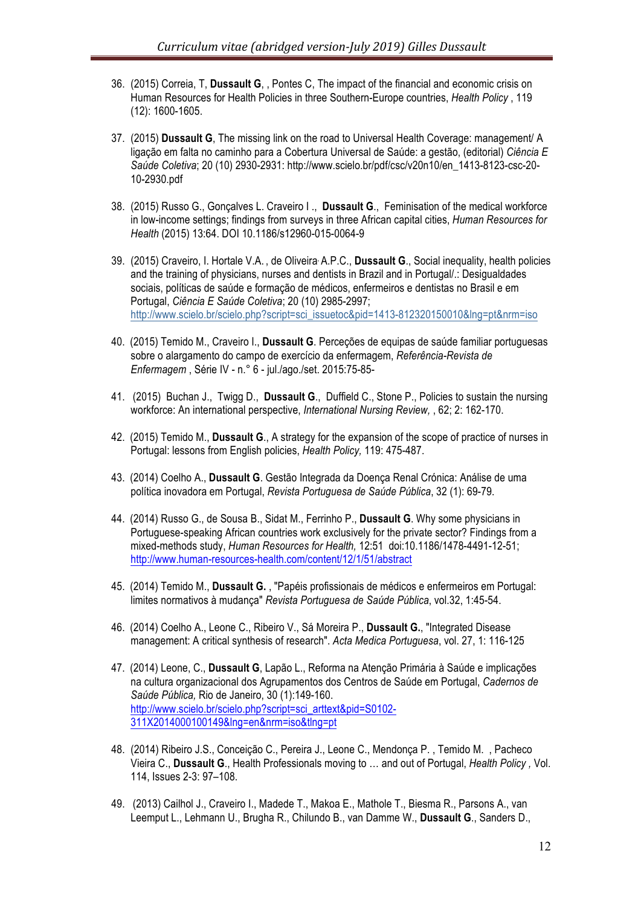36. (2015) Correia, T, **Dussault G**, , Pontes C, The impact of the financial and economic crisis on Human Resources for Health Policies in three Southern-Europe countries, *Health Policy* , 119 (12): 1600-1605.

37. (2015) **Dussault G**, The missing link on the road to Universal Health Coverage: management/ A ligação em falta no caminho para a Cobertura Universal de Saúde: a gestão, (editorial) *Ciência E Saúde Coletiva*; 20 (10) 2930-2931: http://www.scielo.br/pdf/csc/v20n10/en_1413-8123-csc-20-10-2930.pdf

38. (2015) Russo G., Gonçalves L. Craveiro I ., **Dussault G**., Feminisation of the medical workforce in low-income settings; findings from surveys in three African capital cities, *Human Resources for Health* (2015) 13:64. DOI 10.1186/s12960-015-0064-9

39. (2015) Craveiro, I. Hortale V.A. , de Oliveira, A.P.C., **Dussault G**., Social inequality, health policies and the training of physicians, nurses and dentists in Brazil and in Portugal/.: Desigualdades sociais, políticas de saúde e formação de médicos, enfermeiros e dentistas no Brasil e em Portugal, *Ciência E Saúde Coletiva*; 20 (10) 2985-2997; http://www.scielo.br/scielo.php?script=sci_issuetoc&pid=1413-812320150010&lng=pt&nrm=iso

40. (2015) Temido M., Craveiro I., **Dussault G**. Perceções de equipas de saúde familiar portuguesas sobre o alargamento do campo de exercício da enfermagem, *Referência-Revista de Enfermagem* , Série IV - n.° 6 - jul./ago./set. 2015:75-85-

41. (2015) Buchan J., Twigg D., **Dussault G**., Duffield C., Stone P., Policies to sustain the nursing workforce: An international perspective, *International Nursing Review,* , 62; 2: 162-170.

42. (2015) Temido M., **Dussault G**., A strategy for the expansion of the scope of practice of nurses in Portugal: lessons from English policies, *Health Policy,* 119: 475-487.

43. (2014) Coelho A., **Dussault G**. Gestão Integrada da Doença Renal Crónica: Análise de uma política inovadora em Portugal, *Revista Portuguesa de Saúde Pública*, 32 (1): 69-79.

44. (2014) Russo G., de Sousa B., Sidat M., Ferrinho P., **Dussault G**. Why some physicians in Portuguese-speaking African countries work exclusively for the private sector? Findings from a mixed-methods study, *Human Resources for Health,* 12:51 doi:10.1186/1478-4491-12-51; http://www.human-resources-health.com/content/12/1/51/abstract

45. (2014) Temido M., **Dussault G.** , "Papéis profissionais de médicos e enfermeiros em Portugal: limites normativos à mudança" *Revista Portuguesa de Saúde Pública*, vol.32, 1:45-54.

46. (2014) Coelho A., Leone C., Ribeiro V., Sá Moreira P., **Dussault G.**, "Integrated Disease management: A critical synthesis of research". *Acta Medica Portuguesa*, vol. 27, 1: 116-125

47. (2014) Leone, C., **Dussault G**, Lapão L., Reforma na Atenção Primária à Saúde e implicações na cultura organizacional dos Agrupamentos dos Centros de Saúde em Portugal, *Cadernos de Saúde Pública,* Rio de Janeiro, 30 (1):149-160. http://www.scielo.br/scielo.php?script=sci_arttext&pid=S0102-311X2014000100149&lng=en&nrm=iso&tlng=pt

48. (2014) Ribeiro J.S., Conceição C., Pereira J., Leone C., Mendonça P. , Temido M. , Pacheco Vieira C., **Dussault G**., Health Professionals moving to … and out of Portugal, *Health Policy ,* Vol. 114, Issues 2-3: 97–108.

49. (2013) Cailhol J., Craveiro I., Madede T., Makoa E., Mathole T., Biesma R., Parsons A., van Leemput L., Lehmann U., Brugha R., Chilundo B., van Damme W., **Dussault G**., Sanders D.,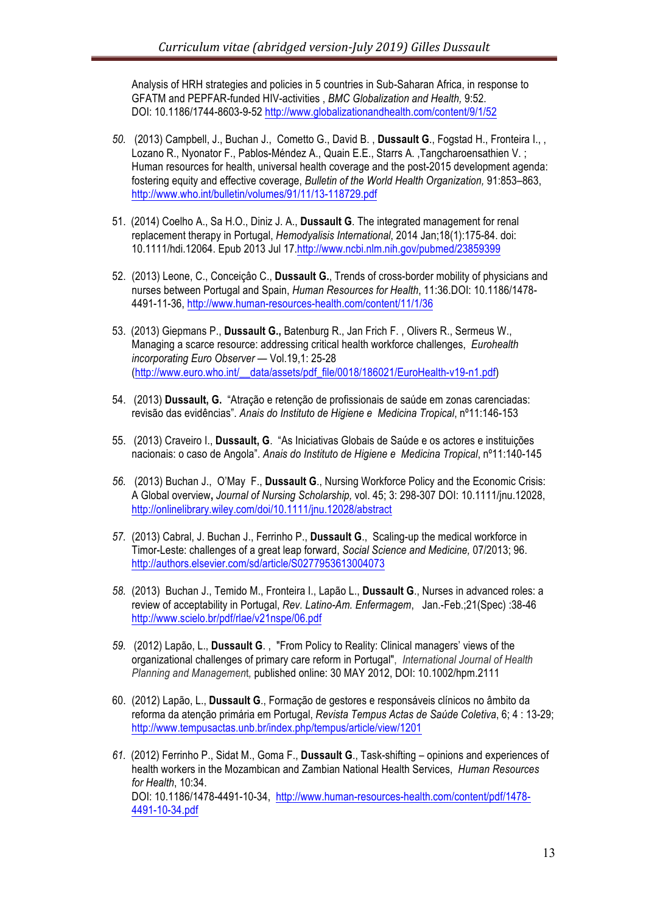Analysis of HRH strategies and policies in 5 countries in Sub-Saharan Africa, in response to GFATM and PEPFAR-funded HIV-activities , *BMC Globalization and Health,* 9:52. DOI: 10.1186/1744-8603-9-52 http://www.globalizationandhealth.com/content/9/1/52

50. (2013) Campbell, J., Buchan J., Cometto G., David B. , **Dussault G**., Fogstad H., Fronteira I., , Lozano R., Nyonator F., Pablos-Méndez A., Quain E.E., Starrs A. ,Tangcharoensathien V. ; Human resources for health, universal health coverage and the post-2015 development agenda: fostering equity and effective coverage, *Bulletin of the World Health Organization,* 91:853–863, http://www.who.int/bulletin/volumes/91/11/13-118729.pdf

51. (2014) Coelho A., Sa H.O., Diniz J. A., **Dussault G**. The integrated management for renal replacement therapy in Portugal, *Hemodyalisis International*, 2014 Jan;18(1):175-84. doi: 10.1111/hdi.12064. Epub 2013 Jul 17.http://www.ncbi.nlm.nih.gov/pubmed/23859399

52. (2013) Leone, C., Conceiçâo C., **Dussault G.**, Trends of cross-border mobility of physicians and nurses between Portugal and Spain, *Human Resources for Health*, 11:36.DOI: 10.1186/1478-4491-11-36, http://www.human-resources-health.com/content/11/1/36

53. (2013) Giepmans P., **Dussault G.,** Batenburg R., Jan Frich F. , Olivers R., Sermeus W., Managing a scarce resource: addressing critical health workforce challenges, *Eurohealth incorporating Euro Observer* — Vol.19,1: 25-28 (http://www.euro.who.int/__data/assets/pdf_file/0018/186021/EuroHealth-v19-n1.pdf)

54. (2013) **Dussault, G.** "Atração e retenção de profissionais de saúde em zonas carenciadas: revisão das evidências". *Anais do Instituto de Higiene e Medicina Tropical*, nº11:146-153

55. (2013) Craveiro I., **Dussault, G**. "As Iniciativas Globais de Saúde e os actores e instituições nacionais: o caso de Angola". *Anais do Instituto de Higiene e Medicina Tropical*, nº11:140-145

56. (2013) Buchan J., O'May F., **Dussault G**., Nursing Workforce Policy and the Economic Crisis: A Global overview**,** *Journal of Nursing Scholarship,* vol. 45; 3: 298-307 DOI: 10.1111/jnu.12028, http://onlinelibrary.wiley.com/doi/10.1111/jnu.12028/abstract

57. (2013) Cabral, J. Buchan J., Ferrinho P., **Dussault G**., Scaling-up the medical workforce in Timor-Leste: challenges of a great leap forward, *Social Science and Medicine,* 07/2013; 96. http://authors.elsevier.com/sd/article/S0277953613004073

58. (2013) Buchan J., Temido M., Fronteira I., Lapão L., **Dussault G**., Nurses in advanced roles: a review of acceptability in Portugal, *Rev. Latino-Am. Enfermagem*, Jan.-Feb.;21(Spec) :38-46 http://www.scielo.br/pdf/rlae/v21nspe/06.pdf

59. (2012) Lapão, L., **Dussault G**. , "From Policy to Reality: Clinical managers' views of the organizational challenges of primary care reform in Portugal", *International Journal of Health Planning and Management,* published online: 30 MAY 2012, DOI: 10.1002/hpm.2111

60. (2012) Lapão, L., **Dussault G**., Formação de gestores e responsáveis clínicos no âmbito da reforma da atenção primária em Portugal, *Revista Tempus Actas de Saúde Coletiva*, 6; 4 : 13-29; http://www.tempusactas.unb.br/index.php/tempus/article/view/1201

61. (2012) Ferrinho P., Sidat M., Goma F., **Dussault G**., Task-shifting – opinions and experiences of health workers in the Mozambican and Zambian National Health Services, *Human Resources for Health*, 10:34. DOI: 10.1186/1478-4491-10-34, http://www.human-resources-health.com/content/pdf/1478-4491-10-34.pdf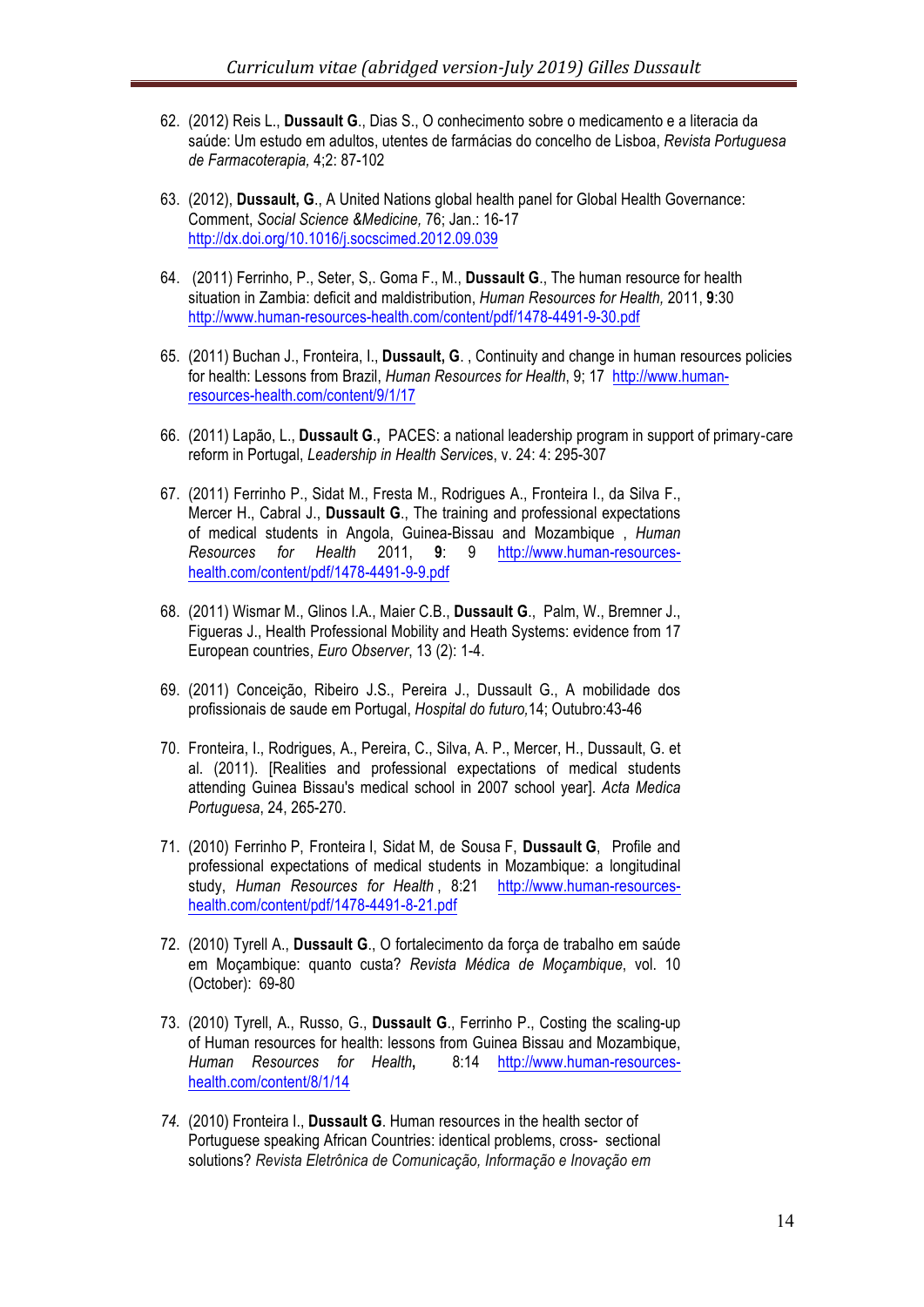62. (2012) Reis L., **Dussault G**., Dias S., O conhecimento sobre o medicamento e a literacia da saúde: Um estudo em adultos, utentes de farmácias do concelho de Lisboa, *Revista Portuguesa de Farmacoterapia,* 4;2: 87-102

63. (2012), **Dussault, G**., A United Nations global health panel for Global Health Governance: Comment, *Social Science &Medicine,* 76; Jan.: 16-17 http://dx.doi.org/10.1016/j.socscimed.2012.09.039

64. (2011) Ferrinho, P., Seter, S,. Goma F., M., **Dussault G**., The human resource for health situation in Zambia: deficit and maldistribution, *Human Resources for Health,* 2011, **9**:30 http://www.human-resources-health.com/content/pdf/1478-4491-9-30.pdf

65. (2011) Buchan J., Fronteira, I., **Dussault, G**. , Continuity and change in human resources policies for health: Lessons from Brazil, *Human Resources for Health*, 9; 17 http://www.human-resources-health.com/content/9/1/17

66. (2011) Lapão, L., **Dussault G**., PACES: a national leadership program in support of primary-care reform in Portugal, *Leadership in Health Services*, v. 24: 4: 295-307

67. (2011) Ferrinho P., Sidat M., Fresta M., Rodrigues A., Fronteira I., da Silva F., Mercer H., Cabral J., **Dussault G**., The training and professional expectations of medical students in Angola, Guinea-Bissau and Mozambique , *Human Resources for Health* 2011, **9**: 9 http://www.human-resources-health.com/content/pdf/1478-4491-9-9.pdf

68. (2011) Wismar M., Glinos I.A., Maier C.B., **Dussault G**., Palm, W., Bremner J., Figueras J., Health Professional Mobility and Heath Systems: evidence from 17 European countries, *Euro Observer*, 13 (2): 1-4.

69. (2011) Conceição, Ribeiro J.S., Pereira J., Dussault G., A mobilidade dos profissionais de saude em Portugal, *Hospital do futuro,*14; Outubro:43-46

70. Fronteira, I., Rodrigues, A., Pereira, C., Silva, A. P., Mercer, H., Dussault, G. et al. (2011). [Realities and professional expectations of medical students attending Guinea Bissau's medical school in 2007 school year]. *Acta Medica Portuguesa*, 24, 265-270.

71. (2010) Ferrinho P, Fronteira I, Sidat M, de Sousa F, **Dussault G**, Profile and professional expectations of medical students in Mozambique: a longitudinal study, *Human Resources for Health* , 8:21 http://www.human-resources-health.com/content/pdf/1478-4491-8-21.pdf

72. (2010) Tyrell A., **Dussault G**., O fortalecimento da força de trabalho em saúde em Moçambique: quanto custa? *Revista Médica de Moçambique*, vol. 10 (October): 69-80

73. (2010) Tyrell, A., Russo, G., **Dussault G**., Ferrinho P., Costing the scaling-up of Human resources for health: lessons from Guinea Bissau and Mozambique, *Human Resources for Health***,** 8:14 http://www.human-resources-health.com/content/8/1/14

74. (2010) Fronteira I., **Dussault G**. Human resources in the health sector of Portuguese speaking African Countries: identical problems, cross- sectional solutions? *Revista Eletrônica de Comunicação, Informação e Inovação em*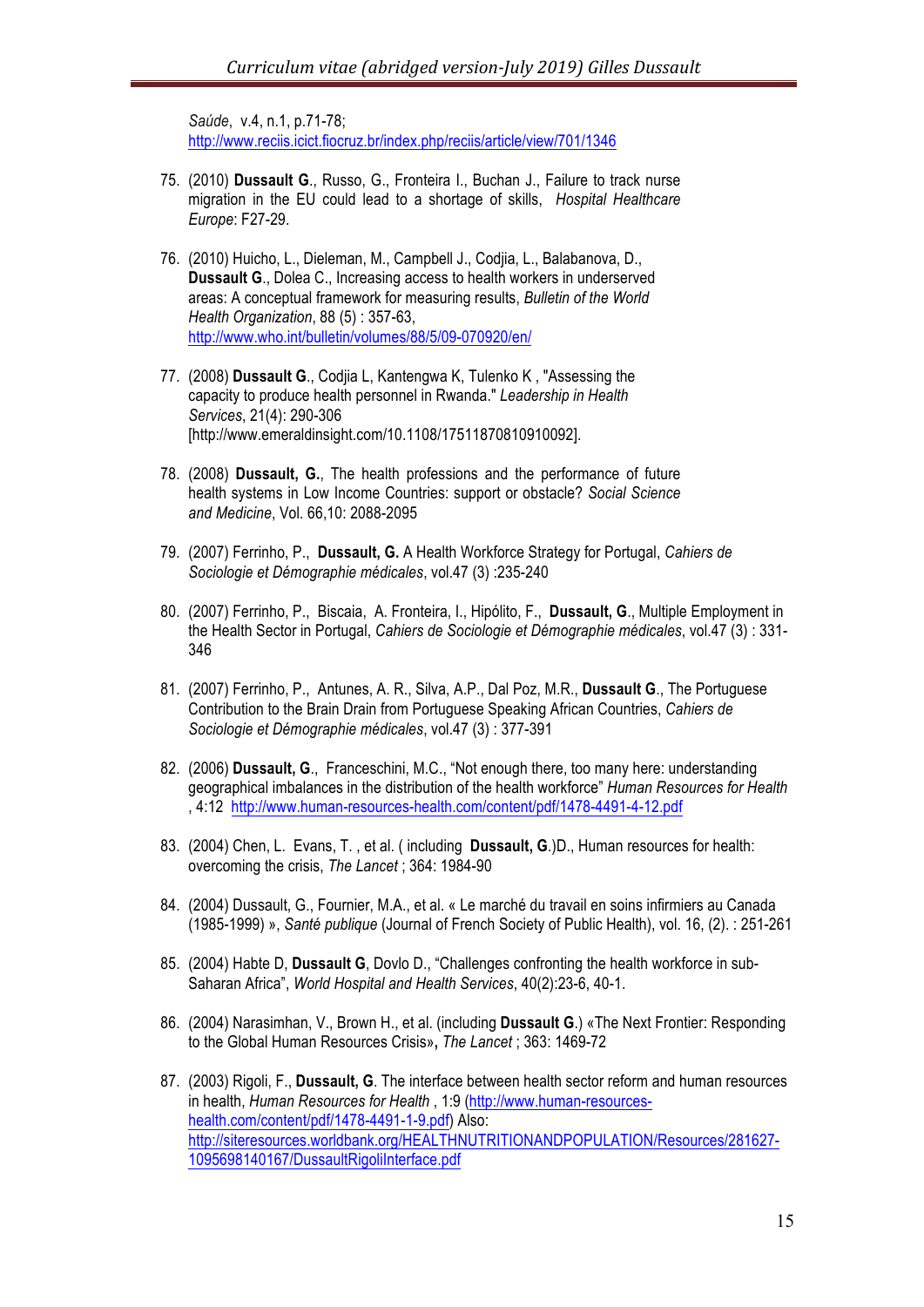*Saúde*, v.4, n.1, p.71-78; http://www.reciis.icict.fiocruz.br/index.php/reciis/article/view/701/1346

75. (2010) **Dussault G**., Russo, G., Fronteira I., Buchan J., Failure to track nurse migration in the EU could lead to a shortage of skills, *Hospital Healthcare Europe*: F27-29.

76. (2010) Huicho, L., Dieleman, M., Campbell J., Codjia, L., Balabanova, D., **Dussault G**., Dolea C., Increasing access to health workers in underserved areas: A conceptual framework for measuring results, *Bulletin of the World Health Organization*, 88 (5) : 357-63, http://www.who.int/bulletin/volumes/88/5/09-070920/en/

77. (2008) **Dussault G**., Codjia L, Kantengwa K, Tulenko K , "Assessing the capacity to produce health personnel in Rwanda." *Leadership in Health Services*, 21(4): 290-306 [http://www.emeraldinsight.com/10.1108/17511870810910092].

78. (2008) **Dussault, G.**, The health professions and the performance of future health systems in Low Income Countries: support or obstacle? *Social Science and Medicine*, Vol. 66,10: 2088-2095

79. (2007) Ferrinho, P., **Dussault, G.** A Health Workforce Strategy for Portugal, *Cahiers de Sociologie et Démographie médicales*, vol.47 (3) :235-240

80. (2007) Ferrinho, P., Biscaia, A. Fronteira, I., Hipólito, F., **Dussault, G**., Multiple Employment in the Health Sector in Portugal, *Cahiers de Sociologie et Démographie médicales*, vol.47 (3) : 331-346

81. (2007) Ferrinho, P., Antunes, A. R., Silva, A.P., Dal Poz, M.R., **Dussault G**., The Portuguese Contribution to the Brain Drain from Portuguese Speaking African Countries, *Cahiers de Sociologie et Démographie médicales*, vol.47 (3) : 377-391

82. (2006) **Dussault, G**., Franceschini, M.C., "Not enough there, too many here: understanding geographical imbalances in the distribution of the health workforce" *Human Resources for Health* , 4:12 http://www.human-resources-health.com/content/pdf/1478-4491-4-12.pdf

83. (2004) Chen, L. Evans, T. , et al. ( including **Dussault, G**.)D., Human resources for health: overcoming the crisis, *The Lancet* ; 364: 1984-90

84. (2004) Dussault, G., Fournier, M.A., et al. « Le marché du travail en soins infirmiers au Canada (1985-1999) », *Santé publique* (Journal of French Society of Public Health), vol. 16, (2). : 251-261

85. (2004) Habte D, **Dussault G**, Dovlo D., "Challenges confronting the health workforce in sub-Saharan Africa", *World Hospital and Health Services*, 40(2):23-6, 40-1.

86. (2004) Narasimhan, V., Brown H., et al. (including **Dussault G**.) «The Next Frontier: Responding to the Global Human Resources Crisis»**,** *The Lancet* ; 363: 1469-72

87. (2003) Rigoli, F., **Dussault, G**. The interface between health sector reform and human resources in health, *Human Resources for Health* , 1:9 (http://www.human-resources-health.com/content/pdf/1478-4491-1-9.pdf) Also: http://siteresources.worldbank.org/HEALTHNUTRITIONANDPOPULATION/Resources/281627-1095698140167/DussaultRigoliInterface.pdf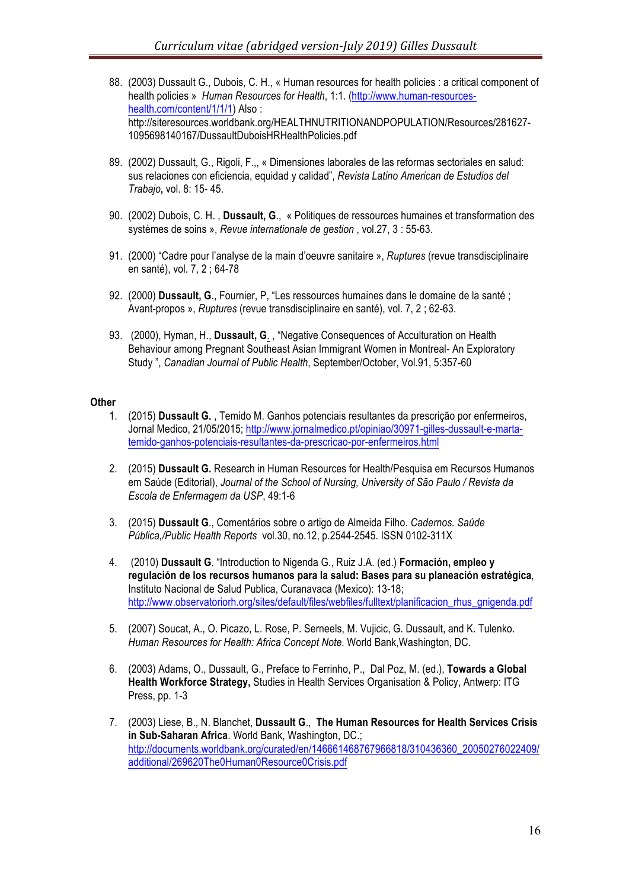88. (2003) Dussault G., Dubois, C. H., « Human resources for health policies : a critical component of health policies » *Human Resources for Health*, 1:1. (http://www.human-resources-health.com/content/1/1/1) Also : http://siteresources.worldbank.org/HEALTHNUTRITIONANDPOPULATION/Resources/281627-1095698140167/DussaultDuboisHRHealthPolicies.pdf

89. (2002) Dussault, G., Rigoli, F.,, « Dimensiones laborales de las reformas sectoriales en salud: sus relaciones con eficiencia, equidad y calidad", *Revista Latino American de Estudios del Trabajo*, vol. 8: 15- 45.

90. (2002) Dubois, C. H. , **Dussault, G**., « Politiques de ressources humaines et transformation des systèmes de soins », *Revue internationale de gestion* , vol.27, 3 : 55-63.

91. (2000) "Cadre pour l'analyse de la main d'oeuvre sanitaire », *Ruptures* (revue transdisciplinaire en santé), vol. 7, 2 ; 64-78

92. (2000) **Dussault, G**., Fournier, P, "Les ressources humaines dans le domaine de la santé ; Avant-propos », *Ruptures* (revue transdisciplinaire en santé), vol. 7, 2 ; 62-63.

93. (2000), Hyman, H., **Dussault, G**. , "Negative Consequences of Acculturation on Health Behaviour among Pregnant Southeast Asian Immigrant Women in Montreal- An Exploratory Study ", *Canadian Journal of Public Health*, September/October, Vol.91, 5:357-60

**Other**

1. (2015) **Dussault G.** , Temido M. Ganhos potenciais resultantes da prescrição por enfermeiros, Jornal Medico, 21/05/2015; http://www.jornalmedico.pt/opiniao/30971-gilles-dussault-e-marta-temido-ganhos-potenciais-resultantes-da-prescricao-por-enfermeiros.html

2. (2015) **Dussault G.** Research in Human Resources for Health/Pesquisa em Recursos Humanos em Saúde (Editorial), *Journal of the School of Nursing, University of São Paulo / Revista da Escola de Enfermagem da USP*, 49:1-6

3. (2015) **Dussault G**., Comentários sobre o artigo de Almeida Filho. *Cadernos. Saúde Pública,/Public Health Reports* vol.30, no.12, p.2544-2545. ISSN 0102-311X

4. (2010) **Dussault G**. "Introduction to Nigenda G., Ruiz J.A. (ed.) **Formación, empleo y regulación de los recursos humanos para la salud: Bases para su planeación estratégica**, Instituto Nacional de Salud Publica, Curanavaca (Mexico): 13-18; http://www.observatoriorh.org/sites/default/files/webfiles/fulltext/planificacion_rhus_gnigenda.pdf

5. (2007) Soucat, A., O. Picazo, L. Rose, P. Serneels, M. Vujicic, G. Dussault, and K. Tulenko. *Human Resources for Health: Africa Concept Note*. World Bank,Washington, DC.

6. (2003) Adams, O., Dussault, G., Preface to Ferrinho, P., Dal Poz, M. (ed.), **Towards a Global Health Workforce Strategy,** Studies in Health Services Organisation & Policy, Antwerp: ITG Press, pp. 1-3

7. (2003) Liese, B., N. Blanchet, **Dussault G**., **The Human Resources for Health Services Crisis in Sub-Saharan Africa**. World Bank, Washington, DC.; http://documents.worldbank.org/curated/en/146661468767966818/310436360_20050276022409/additional/269620The0Human0Resource0Crisis.pdf